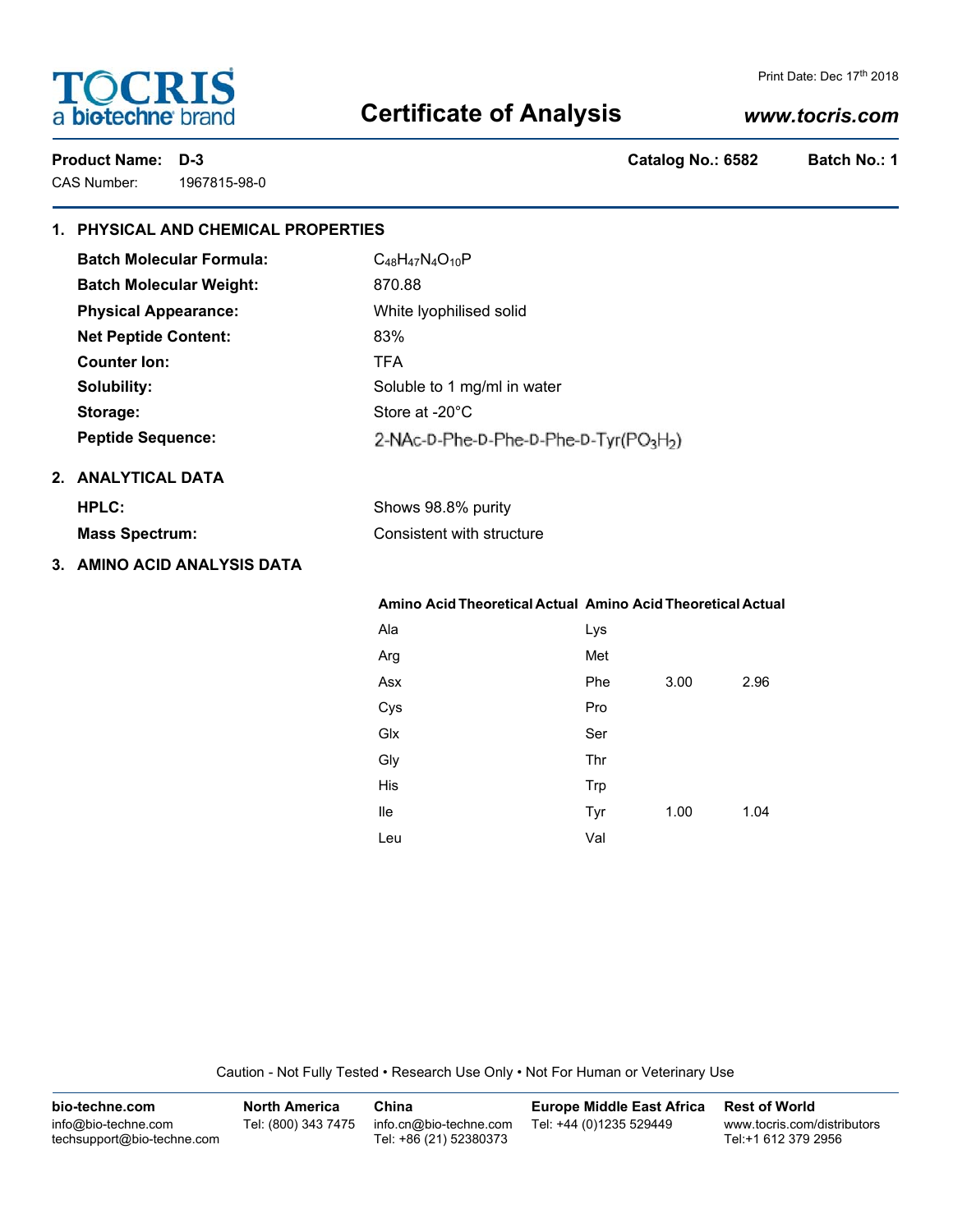# TOCRIS
a biotechne brand

# Certificate of Analysis

www.tocris.com

Print Date: Dec 17th 2018

**Product Name: D-3** | **Catalog No.: 6582** | **Batch No.: 1**

CAS Number: 1967815-98-0

## 1. PHYSICAL AND CHEMICAL PROPERTIES

| | |
|---|---|
| **Batch Molecular Formula:** | $C_{48}H_{47}N_4O_{10}P$ |
| **Batch Molecular Weight:** | 870.88 |
| **Physical Appearance:** | White lyophilised solid |
| **Net Peptide Content:** | 83% |
| **Counter Ion:** | TFA |
| **Solubility:** | Soluble to 1 mg/ml in water |
| **Storage:** | Store at -20°C |
| **Peptide Sequence:** | 2-NAc-D-Phe-D-Phe-D-Phe-D-Tyr($PO_3H_2$) |

## 2. ANALYTICAL DATA

| | |
|---|---|
| **HPLC:** | Shows 98.8% purity |
| **Mass Spectrum:** | Consistent with structure |

## 3. AMINO ACID ANALYSIS DATA

| Amino Acid | Theoretical | Actual | Amino Acid | Theoretical | Actual |
|---|---|---|---|---|---|
| Ala | | | Lys | | |
| Arg | | | Met | | |
| Asx | | | Phe | 3.00 | 2.96 |
| Cys | | | Pro | | |
| Glx | | | Ser | | |
| Gly | | | Thr | | |
| His | | | Trp | | |
| Ile | | | Tyr | 1.00 | 1.04 |
| Leu | | | Val | | |

Caution - Not Fully Tested • Research Use Only • Not For Human or Veterinary Use

**bio-techne.com**
info@bio-techne.com
techsupport@bio-techne.com

**North America**
Tel: (800) 343 7475

**China**
info.cn@bio-techne.com
Tel: +86 (21) 52380373

**Europe Middle East Africa**
Tel: +44 (0)1235 529449

**Rest of World**
www.tocris.com/distributors
Tel:+1 612 379 2956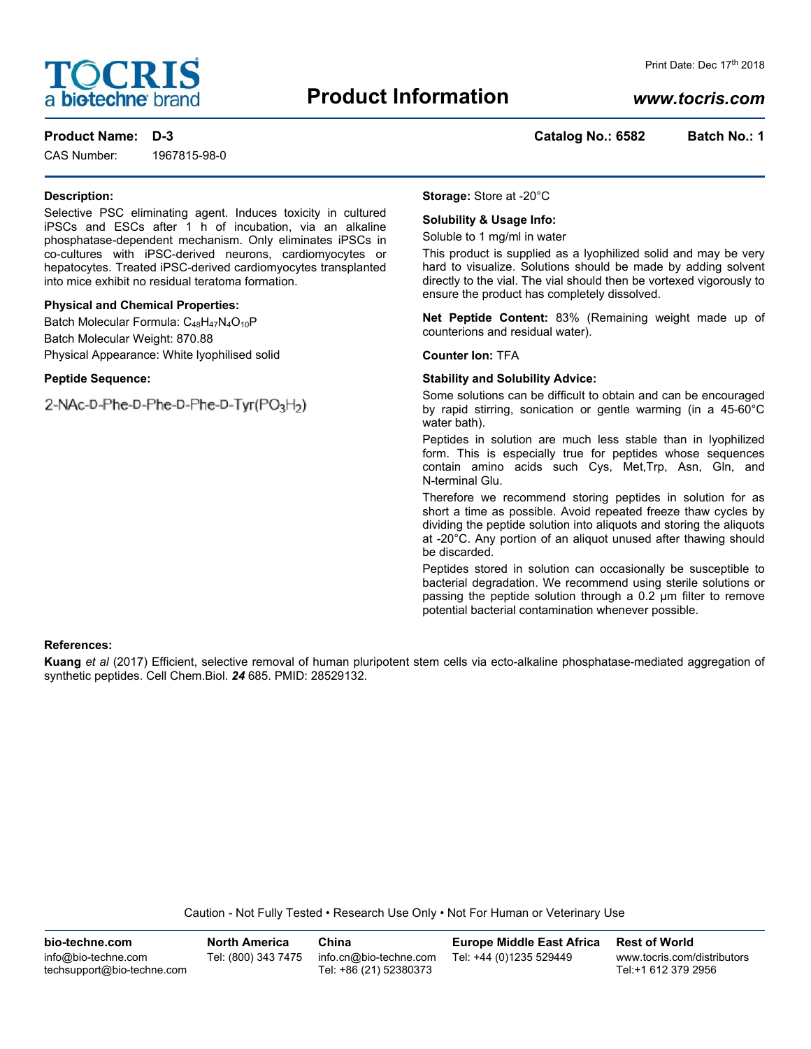# TOCRIS
a bio-techne brand

Print Date: Dec 17th 2018

# Product Information

*www.tocris.com*

**Product Name: D-3** **Catalog No.: 6582** **Batch No.: 1**

CAS Number: 1967815-98-0

### Description:

Selective PSC eliminating agent. Induces toxicity in cultured iPSCs and ESCs after 1 h of incubation, via an alkaline phosphatase-dependent mechanism. Only eliminates iPSCs in co-cultures with iPSC-derived neurons, cardiomyocytes or hepatocytes. Treated iPSC-derived cardiomyocytes transplanted into mice exhibit no residual teratoma formation.

### Physical and Chemical Properties:

Batch Molecular Formula: $C_{48}H_{47}N_4O_{10}P$

Batch Molecular Weight: 870.88

Physical Appearance: White lyophilised solid

### Peptide Sequence:

2-NAc-D-Phe-D-Phe-D-Phe-D-Tyr($PO_3H_2$)

**Storage:** Store at -20°C

### Solubility & Usage Info:

Soluble to 1 mg/ml in water

This product is supplied as a lyophilized solid and may be very hard to visualize. Solutions should be made by adding solvent directly to the vial. The vial should then be vortexed vigorously to ensure the product has completely dissolved.

**Net Peptide Content:** 83% (Remaining weight made up of counterions and residual water).

**Counter Ion:** TFA

### Stability and Solubility Advice:

Some solutions can be difficult to obtain and can be encouraged by rapid stirring, sonication or gentle warming (in a 45-60°C water bath).

Peptides in solution are much less stable than in lyophilized form. This is especially true for peptides whose sequences contain amino acids such Cys, Met,Trp, Asn, Gln, and N-terminal Glu.

Therefore we recommend storing peptides in solution for as short a time as possible. Avoid repeated freeze thaw cycles by dividing the peptide solution into aliquots and storing the aliquots at -20°C. Any portion of an aliquot unused after thawing should be discarded.

Peptides stored in solution can occasionally be susceptible to bacterial degradation. We recommend using sterile solutions or passing the peptide solution through a 0.2 μm filter to remove potential bacterial contamination whenever possible.

### References:

**Kuang** *et al* (2017) Efficient, selective removal of human pluripotent stem cells via ecto-alkaline phosphatase-mediated aggregation of synthetic peptides. Cell Chem.Biol. ***24*** 685. PMID: 28529132.

Caution - Not Fully Tested • Research Use Only • Not For Human or Veterinary Use

**bio-techne.com**
info@bio-techne.com
techsupport@bio-techne.com

**North America**
Tel: (800) 343 7475

**China**
info.cn@bio-techne.com
Tel: +86 (21) 52380373

**Europe Middle East Africa**
Tel: +44 (0)1235 529449

**Rest of World**
www.tocris.com/distributors
Tel:+1 612 379 2956